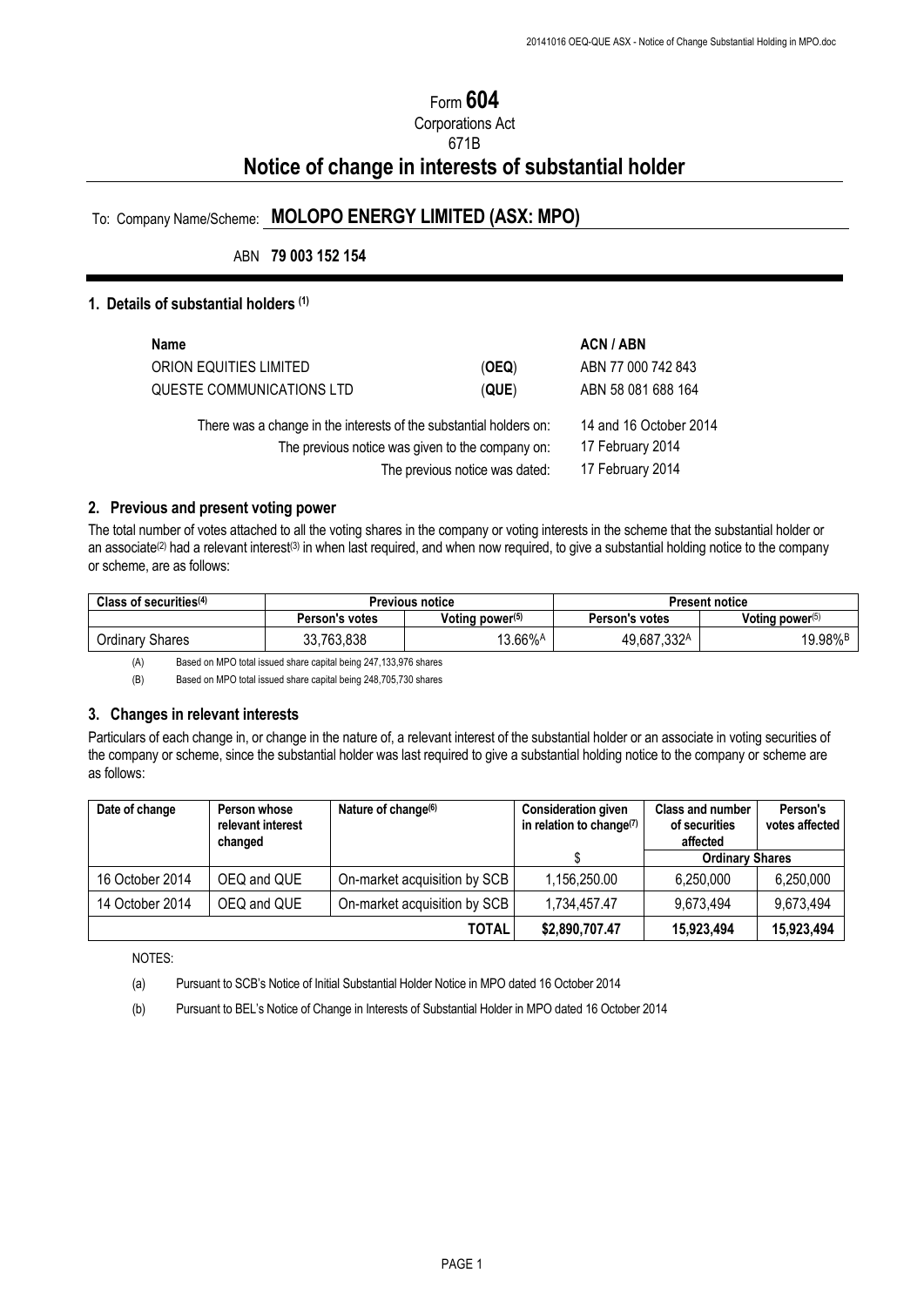# Form **604**

Corporations Act
671B

## Notice of change in interests of substantial holder

To: Company Name/Scheme: **MOLOPO ENERGY LIMITED (ASX: MPO)**

ABN **79 003 152 154**

### 1. Details of substantial holders [(1)]

| Name | | ACN / ABN |
|---|---|---|
| ORION EQUITIES LIMITED | (**OEQ**) | ABN 77 000 742 843 |
| QUESTE COMMUNICATIONS LTD | (**QUE**) | ABN 58 081 688 164 |

There was a change in the interests of the substantial holders on: 14 and 16 October 2014

The previous notice was given to the company on: 17 February 2014

The previous notice was dated: 17 February 2014

### 2. Previous and present voting power

The total number of votes attached to all the voting shares in the company or voting interests in the scheme that the substantial holder or an associate[(2)] had a relevant interest[(3)] in when last required, and when now required, to give a substantial holding notice to the company or scheme, are as follows:

| Class of securities[(4)] | Previous notice | | Present notice | |
|---|---|---|---|---|
| | Person's votes | Voting power[(5)] | Person's votes | Voting power[(5)] |
| Ordinary Shares | 33,763,838 | 13.66%[A] | 49,687,332[A] | 19.98%[B] |

(A) Based on MPO total issued share capital being 247,133,976 shares

(B) Based on MPO total issued share capital being 248,705,730 shares

### 3. Changes in relevant interests

Particulars of each change in, or change in the nature of, a relevant interest of the substantial holder or an associate in voting securities of the company or scheme, since the substantial holder was last required to give a substantial holding notice to the company or scheme are as follows:

| Date of change | Person whose relevant interest changed | Nature of change[(6)] | Consideration given in relation to change[(7)] | Class and number of securities affected | Person's votes affected |
|---|---|---|---|---|---|
| | | | $ | Ordinary Shares | |
| 16 October 2014 | OEQ and QUE | On-market acquisition by SCB | 1,156,250.00 | 6,250,000 | 6,250,000 |
| 14 October 2014 | OEQ and QUE | On-market acquisition by SCB | 1,734,457.47 | 9,673,494 | 9,673,494 |
| | | **TOTAL** | **$2,890,707.47** | **15,923,494** | **15,923,494** |

NOTES:

(a) Pursuant to SCB's Notice of Initial Substantial Holder Notice in MPO dated 16 October 2014

(b) Pursuant to BEL's Notice of Change in Interests of Substantial Holder in MPO dated 16 October 2014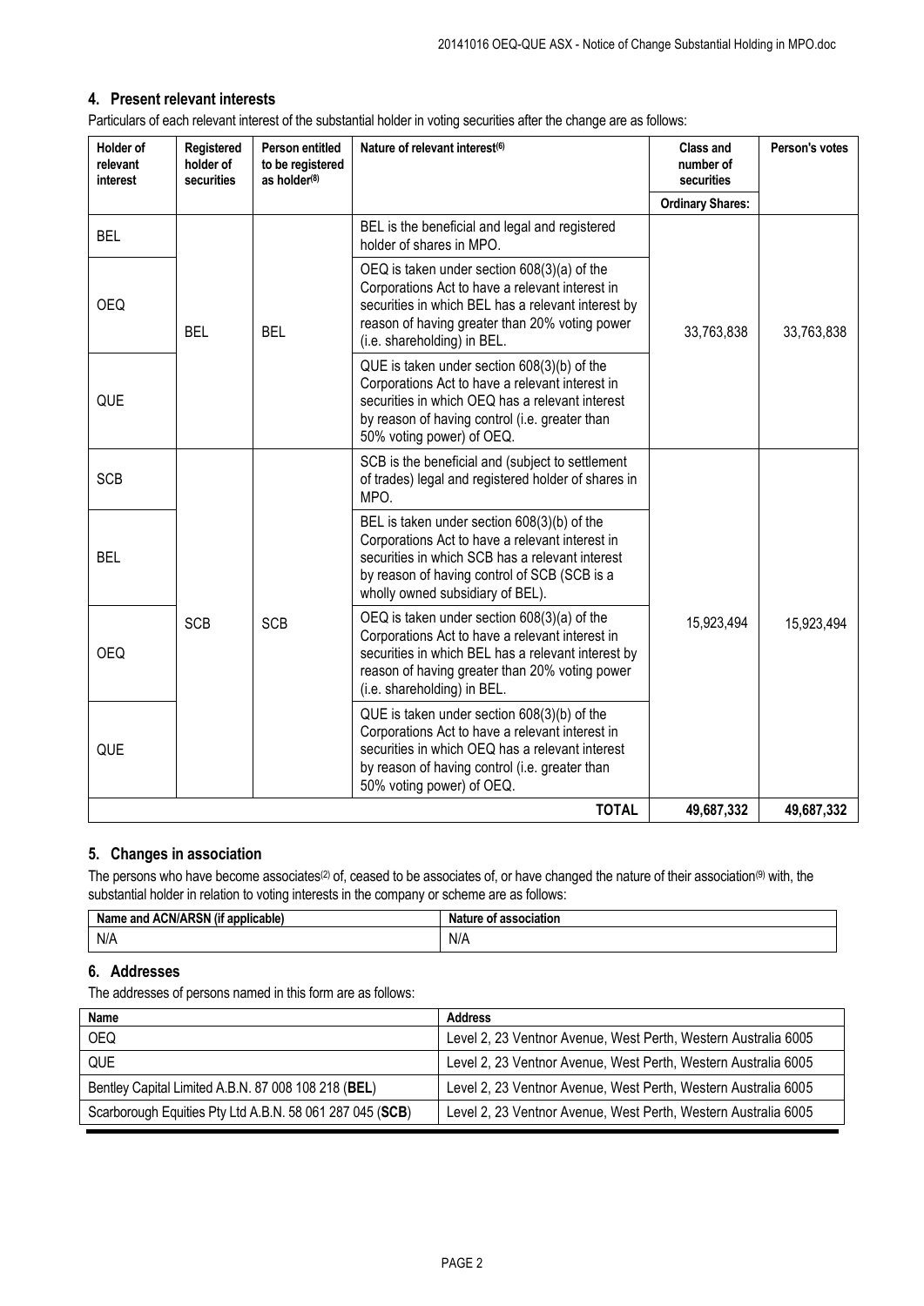## 4. Present relevant interests

Particulars of each relevant interest of the substantial holder in voting securities after the change are as follows:

| Holder of relevant interest | Registered holder of securities | Person entitled to be registered as holder(8) | Nature of relevant interest(6) | Class and number of securities | Person's votes |
|---|---|---|---|---|---|
| | | | | **Ordinary Shares:** | |
| BEL | BEL | BEL | BEL is the beneficial and legal and registered holder of shares in MPO. | 33,763,838 | 33,763,838 |
| OEQ | | | OEQ is taken under section 608(3)(a) of the Corporations Act to have a relevant interest in securities in which BEL has a relevant interest by reason of having greater than 20% voting power (i.e. shareholding) in BEL. | | |
| QUE | | | QUE is taken under section 608(3)(b) of the Corporations Act to have a relevant interest in securities in which OEQ has a relevant interest by reason of having control (i.e. greater than 50% voting power) of OEQ. | | |
| SCB | SCB | SCB | SCB is the beneficial and (subject to settlement of trades) legal and registered holder of shares in MPO. | 15,923,494 | 15,923,494 |
| BEL | | | BEL is taken under section 608(3)(b) of the Corporations Act to have a relevant interest in securities in which SCB has a relevant interest by reason of having control of SCB (SCB is a wholly owned subsidiary of BEL). | | |
| OEQ | | | OEQ is taken under section 608(3)(a) of the Corporations Act to have a relevant interest in securities in which BEL has a relevant interest by reason of having greater than 20% voting power (i.e. shareholding) in BEL. | | |
| QUE | | | QUE is taken under section 608(3)(b) of the Corporations Act to have a relevant interest in securities in which OEQ has a relevant interest by reason of having control (i.e. greater than 50% voting power) of OEQ. | | |
| | | | **TOTAL** | **49,687,332** | **49,687,332** |

## 5. Changes in association

The persons who have become associates(2) of, ceased to be associates of, or have changed the nature of their association(9) with, the substantial holder in relation to voting interests in the company or scheme are as follows:

| Name and ACN/ARSN (if applicable) | Nature of association |
|---|---|
| N/A | N/A |

## 6. Addresses

The addresses of persons named in this form are as follows:

| Name | Address |
|---|---|
| OEQ | Level 2, 23 Ventnor Avenue, West Perth, Western Australia 6005 |
| QUE | Level 2, 23 Ventnor Avenue, West Perth, Western Australia 6005 |
| Bentley Capital Limited A.B.N. 87 008 108 218 (**BEL**) | Level 2, 23 Ventnor Avenue, West Perth, Western Australia 6005 |
| Scarborough Equities Pty Ltd A.B.N. 58 061 287 045 (**SCB**) | Level 2, 23 Ventnor Avenue, West Perth, Western Australia 6005 |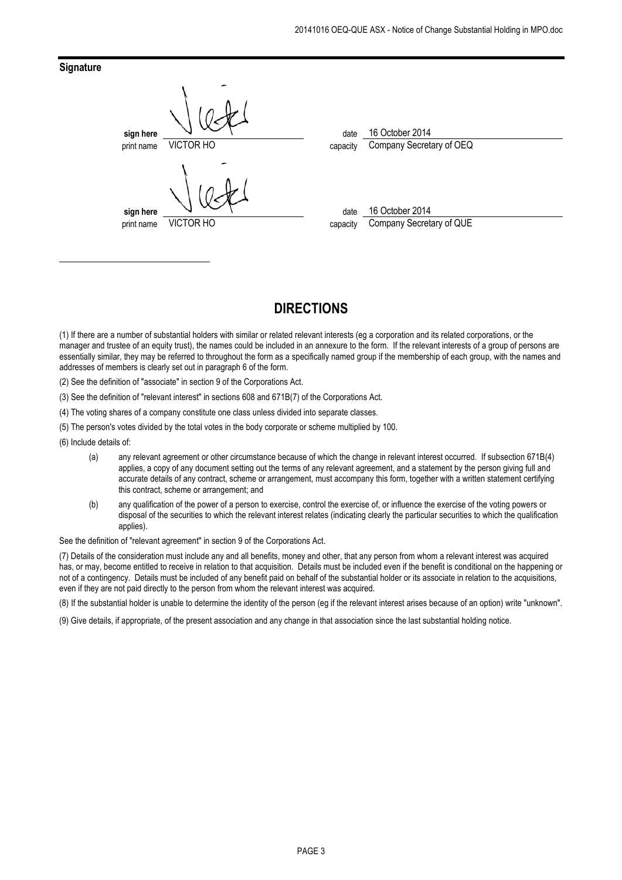**Signature**

| | | | |
|---|---|---|---|
| **sign here** | | date | 16 October 2014 |
| print name | VICTOR HO | capacity | Company Secretary of OEQ |
| **sign here** | | date | 16 October 2014 |
| print name | VICTOR HO | capacity | Company Secretary of QUE |

## DIRECTIONS

(1) If there are a number of substantial holders with similar or related relevant interests (eg a corporation and its related corporations, or the manager and trustee of an equity trust), the names could be included in an annexure to the form. If the relevant interests of a group of persons are essentially similar, they may be referred to throughout the form as a specifically named group if the membership of each group, with the names and addresses of members is clearly set out in paragraph 6 of the form.

(2) See the definition of "associate" in section 9 of the Corporations Act.

(3) See the definition of "relevant interest" in sections 608 and 671B(7) of the Corporations Act.

(4) The voting shares of a company constitute one class unless divided into separate classes.

(5) The person's votes divided by the total votes in the body corporate or scheme multiplied by 100.

(6) Include details of:

(a) any relevant agreement or other circumstance because of which the change in relevant interest occurred. If subsection 671B(4) applies, a copy of any document setting out the terms of any relevant agreement, and a statement by the person giving full and accurate details of any contract, scheme or arrangement, must accompany this form, together with a written statement certifying this contract, scheme or arrangement; and

(b) any qualification of the power of a person to exercise, control the exercise of, or influence the exercise of the voting powers or disposal of the securities to which the relevant interest relates (indicating clearly the particular securities to which the qualification applies).

See the definition of "relevant agreement" in section 9 of the Corporations Act.

(7) Details of the consideration must include any and all benefits, money and other, that any person from whom a relevant interest was acquired has, or may, become entitled to receive in relation to that acquisition. Details must be included even if the benefit is conditional on the happening or not of a contingency. Details must be included of any benefit paid on behalf of the substantial holder or its associate in relation to the acquisitions, even if they are not paid directly to the person from whom the relevant interest was acquired.

(8) If the substantial holder is unable to determine the identity of the person (eg if the relevant interest arises because of an option) write "unknown".

(9) Give details, if appropriate, of the present association and any change in that association since the last substantial holding notice.